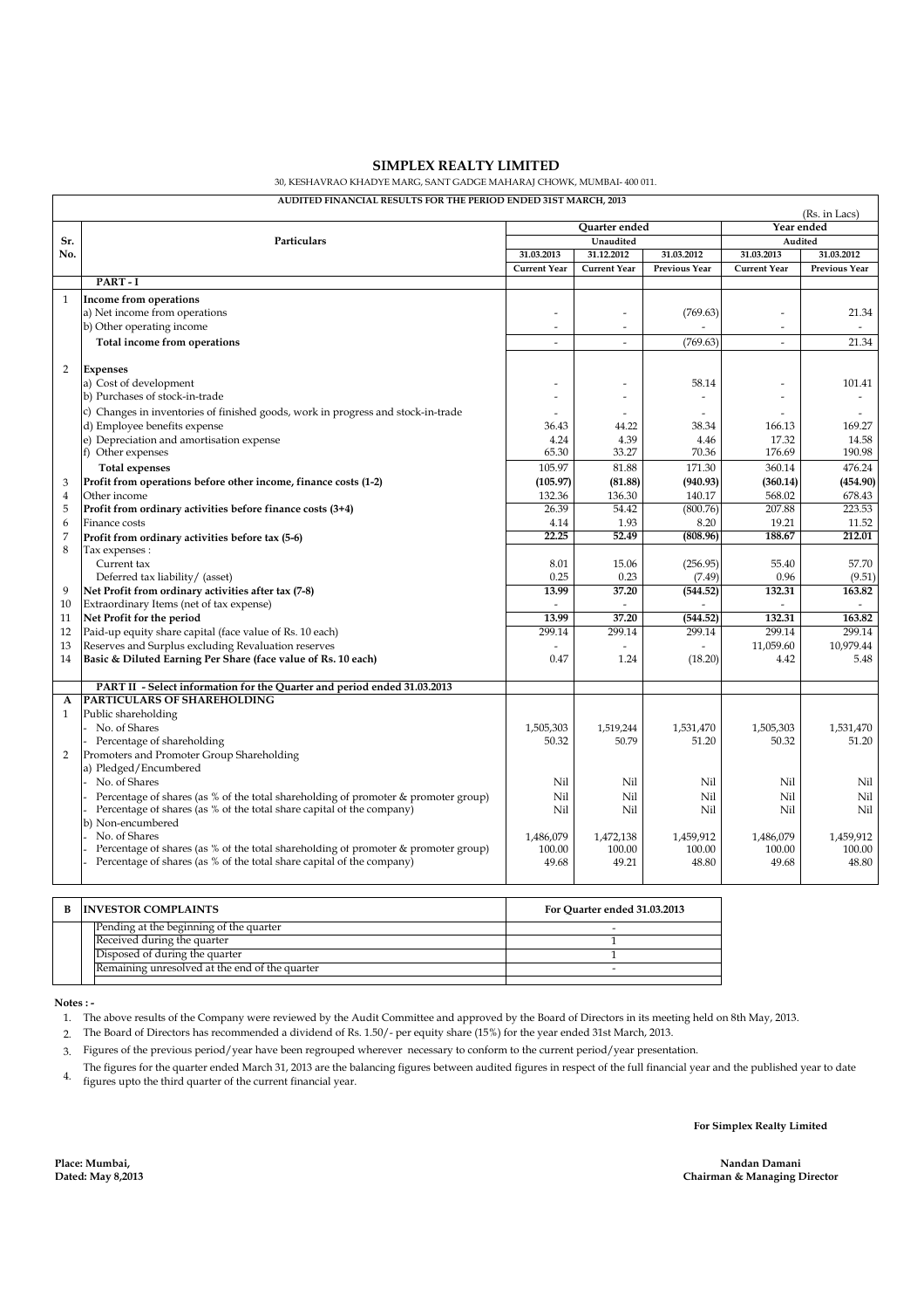# SIMPLEX REALTY LIMITED

30, KESHAVRAO KHADYE MARG, SANT GADGE MAHARAJ CHOWK, MUMBAI- 400 011.

**AUDITED FINANCIAL RESULTS FOR THE PERIOD ENDED 31ST MARCH, 2013**

(Rs. in Lacs)

| Sr. No. | Particulars | Quarter ended | | | Year ended | |
|---|---|---|---|---|---|---|
| | | Unaudited | | | Audited | |
| | | 31.03.2013 | 31.12.2012 | 31.03.2012 | 31.03.2013 | 31.03.2012 |
| | | Current Year | Current Year | Previous Year | Current Year | Previous Year |
| | **PART - I** | | | | | |
| 1 | **Income from operations** | | | | | |
| | a) Net income from operations | - | - | (769.63) | - | 21.34 |
| | b) Other operating income | - | - | - | - | - |
| | **Total income from operations** | - | - | (769.63) | - | 21.34 |
| 2 | **Expenses** | | | | | |
| | a) Cost of development | - | - | 58.14 | - | 101.41 |
| | b) Purchases of stock-in-trade | - | - | - | - | - |
| | c) Changes in inventories of finished goods, work in progress and stock-in-trade | - | - | - | - | - |
| | d) Employee benefits expense | 36.43 | 44.22 | 38.34 | 166.13 | 169.27 |
| | e) Depreciation and amortisation expense | 4.24 | 4.39 | 4.46 | 17.32 | 14.58 |
| | f) Other expenses | 65.30 | 33.27 | 70.36 | 176.69 | 190.98 |
| | **Total expenses** | 105.97 | 81.88 | 171.30 | 360.14 | 476.24 |
| 3 | **Profit from operations before other income, finance costs (1-2)** | **(105.97)** | **(81.88)** | **(940.93)** | **(360.14)** | **(454.90)** |
| 4 | Other income | 132.36 | 136.30 | 140.17 | 568.02 | 678.43 |
| 5 | **Profit from ordinary activities before finance costs (3+4)** | 26.39 | 54.42 | (800.76) | 207.88 | 223.53 |
| 6 | Finance costs | 4.14 | 1.93 | 8.20 | 19.21 | 11.52 |
| 7 | **Profit from ordinary activities before tax (5-6)** | **22.25** | **52.49** | **(808.96)** | **188.67** | **212.01** |
| 8 | Tax expenses : | | | | | |
| | Current tax | 8.01 | 15.06 | (256.95) | 55.40 | 57.70 |
| | Deferred tax liability/ (asset) | 0.25 | 0.23 | (7.49) | 0.96 | (9.51) |
| 9 | **Net Profit from ordinary activities after tax (7-8)** | **13.99** | **37.20** | **(544.52)** | **132.31** | **163.82** |
| 10 | Extraordinary Items (net of tax expense) | - | - | - | - | - |
| 11 | **Net Profit for the period** | **13.99** | **37.20** | **(544.52)** | **132.31** | **163.82** |
| 12 | Paid-up equity share capital (face value of Rs. 10 each) | 299.14 | 299.14 | 299.14 | 299.14 | 299.14 |
| 13 | Reserves and Surplus excluding Revaluation reserves | - | - | - | 11,059.60 | 10,979.44 |
| 14 | **Basic & Diluted Earning Per Share (face value of Rs. 10 each)** | 0.47 | 1.24 | (18.20) | 4.42 | 5.48 |
| | **PART II - Select information for the Quarter and period ended 31.03.2013** | | | | | |
| A | **PARTICULARS OF SHAREHOLDING** | | | | | |
| 1 | Public shareholding | | | | | |
| | - No. of Shares | 1,505,303 | 1,519,244 | 1,531,470 | 1,505,303 | 1,531,470 |
| | - Percentage of shareholding | 50.32 | 50.79 | 51.20 | 50.32 | 51.20 |
| 2 | Promoters and Promoter Group Shareholding | | | | | |
| | a) Pledged/Encumbered | | | | | |
| | - No. of Shares | Nil | Nil | Nil | Nil | Nil |
| | - Percentage of shares (as % of the total shareholding of promoter & promoter group) | Nil | Nil | Nil | Nil | Nil |
| | - Percentage of shares (as % of the total share capital of the company) | Nil | Nil | Nil | Nil | Nil |
| | b) Non-encumbered | | | | | |
| | - No. of Shares | 1,486,079 | 1,472,138 | 1,459,912 | 1,486,079 | 1,459,912 |
| | - Percentage of shares (as % of the total shareholding of promoter & promoter group) | 100.00 | 100.00 | 100.00 | 100.00 | 100.00 |
| | - Percentage of shares (as % of the total share capital of the company) | 49.68 | 49.21 | 48.80 | 49.68 | 48.80 |

| B | INVESTOR COMPLAINTS | For Quarter ended 31.03.2013 |
|---|---|---|
| | Pending at the beginning of the quarter | - |
| | Received during the quarter | 1 |
| | Disposed of during the quarter | 1 |
| | Remaining unresolved at the end of the quarter | - |

**Notes : -**

1. The above results of the Company were reviewed by the Audit Committee and approved by the Board of Directors in its meeting held on 8th May, 2013.
2. The Board of Directors has recommended a dividend of Rs. 1.50/- per equity share (15%) for the year ended 31st March, 2013.
3. Figures of the previous period/year have been regrouped wherever necessary to conform to the current period/year presentation.
4. The figures for the quarter ended March 31, 2013 are the balancing figures between audited figures in respect of the full financial year and the published year to date figures upto the third quarter of the current financial year.

**For Simplex Realty Limited**

**Place: Mumbai,**
**Dated: May 8,2013**

**Nandan Damani**
**Chairman & Managing Director**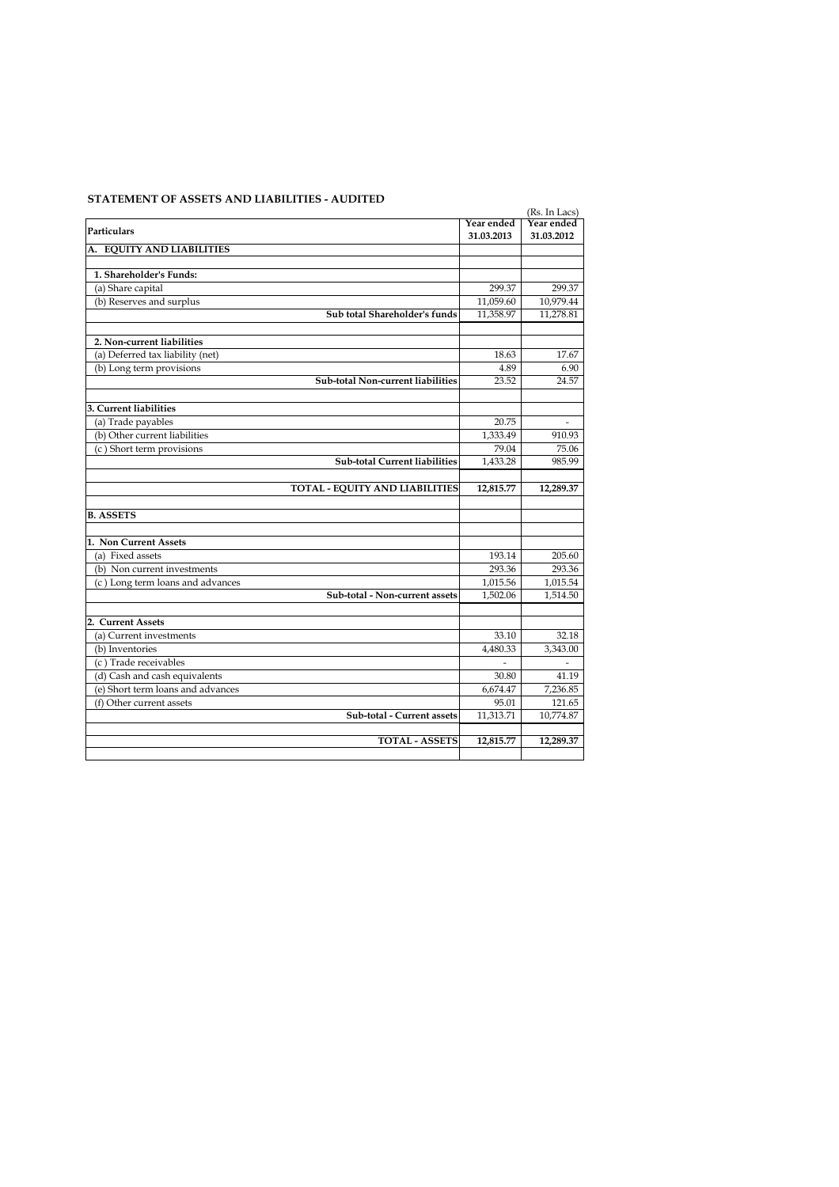## STATEMENT OF ASSETS AND LIABILITIES - AUDITED

(Rs. In Lacs)

| Particulars | Year ended 31.03.2013 | Year ended 31.03.2012 |
|---|---|---|
| **A. EQUITY AND LIABILITIES** | | |
| | | |
| **1. Shareholder's Funds:** | | |
| (a) Share capital | 299.37 | 299.37 |
| (b) Reserves and surplus | 11,059.60 | 10,979.44 |
| **Sub total Shareholder's funds** | 11,358.97 | 11,278.81 |
| | | |
| **2. Non-current liabilities** | | |
| (a) Deferred tax liability (net) | 18.63 | 17.67 |
| (b) Long term provisions | 4.89 | 6.90 |
| **Sub-total Non-current liabilities** | 23.52 | 24.57 |
| | | |
| **3. Current liabilities** | | |
| (a) Trade payables | 20.75 | - |
| (b) Other current liabilities | 1,333.49 | 910.93 |
| (c ) Short term provisions | 79.04 | 75.06 |
| **Sub-total Current liabilities** | 1,433.28 | 985.99 |
| | | |
| **TOTAL - EQUITY AND LIABILITIES** | **12,815.77** | **12,289.37** |
| | | |
| **B. ASSETS** | | |
| | | |
| **1. Non Current Assets** | | |
| (a) Fixed assets | 193.14 | 205.60 |
| (b) Non current investments | 293.36 | 293.36 |
| (c ) Long term loans and advances | 1,015.56 | 1,015.54 |
| **Sub-total - Non-current assets** | 1,502.06 | 1,514.50 |
| | | |
| **2. Current Assets** | | |
| (a) Current investments | 33.10 | 32.18 |
| (b) Inventories | 4,480.33 | 3,343.00 |
| (c ) Trade receivables | - | - |
| (d) Cash and cash equivalents | 30.80 | 41.19 |
| (e) Short term loans and advances | 6,674.47 | 7,236.85 |
| (f) Other current assets | 95.01 | 121.65 |
| **Sub-total - Current assets** | 11,313.71 | 10,774.87 |
| | | |
| **TOTAL - ASSETS** | **12,815.77** | **12,289.37** |